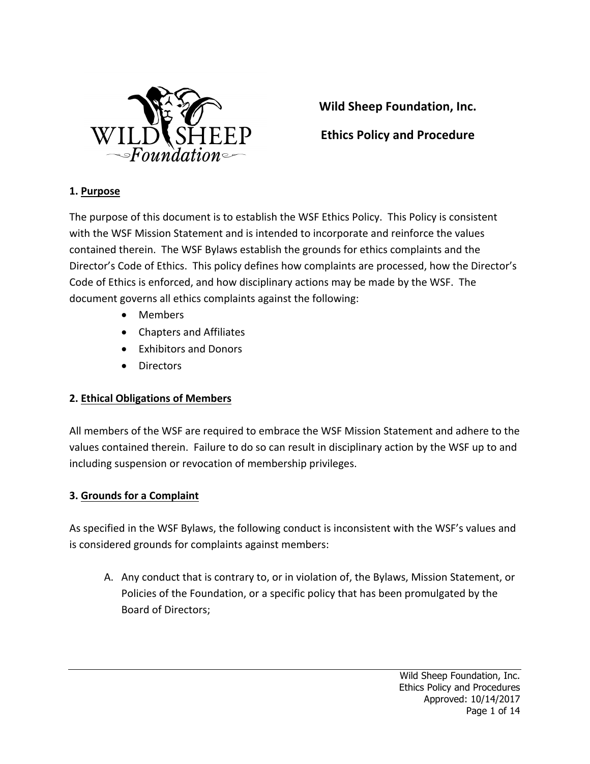# Wild Sheep Foundation, Inc.

# Ethics Policy and Procedure

## 1. Purpose

The purpose of this document is to establish the WSF Ethics Policy. This Policy is consistent with the WSF Mission Statement and is intended to incorporate and reinforce the values contained therein. The WSF Bylaws establish the grounds for ethics complaints and the Director's Code of Ethics. This policy defines how complaints are processed, how the Director's Code of Ethics is enforced, and how disciplinary actions may be made by the WSF. The document governs all ethics complaints against the following:

- Members
- Chapters and Affiliates
- Exhibitors and Donors
- Directors

## 2. Ethical Obligations of Members

All members of the WSF are required to embrace the WSF Mission Statement and adhere to the values contained therein. Failure to do so can result in disciplinary action by the WSF up to and including suspension or revocation of membership privileges.

## 3. Grounds for a Complaint

As specified in the WSF Bylaws, the following conduct is inconsistent with the WSF's values and is considered grounds for complaints against members:

A. Any conduct that is contrary to, or in violation of, the Bylaws, Mission Statement, or Policies of the Foundation, or a specific policy that has been promulgated by the Board of Directors;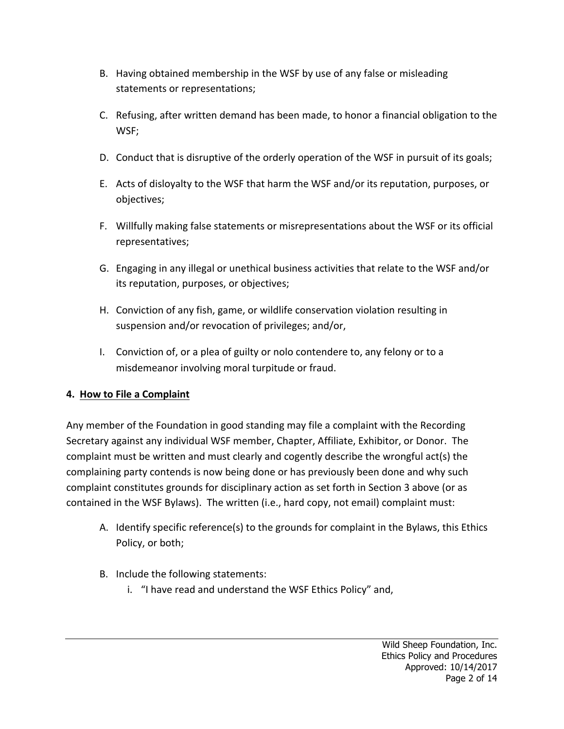B. Having obtained membership in the WSF by use of any false or misleading statements or representations;

C. Refusing, after written demand has been made, to honor a financial obligation to the WSF;

D. Conduct that is disruptive of the orderly operation of the WSF in pursuit of its goals;

E. Acts of disloyalty to the WSF that harm the WSF and/or its reputation, purposes, or objectives;

F. Willfully making false statements or misrepresentations about the WSF or its official representatives;

G. Engaging in any illegal or unethical business activities that relate to the WSF and/or its reputation, purposes, or objectives;

H. Conviction of any fish, game, or wildlife conservation violation resulting in suspension and/or revocation of privileges; and/or,

I. Conviction of, or a plea of guilty or nolo contendere to, any felony or to a misdemeanor involving moral turpitude or fraud.

**4. <u>How to File a Complaint</u>**

Any member of the Foundation in good standing may file a complaint with the Recording Secretary against any individual WSF member, Chapter, Affiliate, Exhibitor, or Donor. The complaint must be written and must clearly and cogently describe the wrongful act(s) the complaining party contends is now being done or has previously been done and why such complaint constitutes grounds for disciplinary action as set forth in Section 3 above (or as contained in the WSF Bylaws). The written (i.e., hard copy, not email) complaint must:

A. Identify specific reference(s) to the grounds for complaint in the Bylaws, this Ethics Policy, or both;

B. Include the following statements:
   i. "I have read and understand the WSF Ethics Policy" and,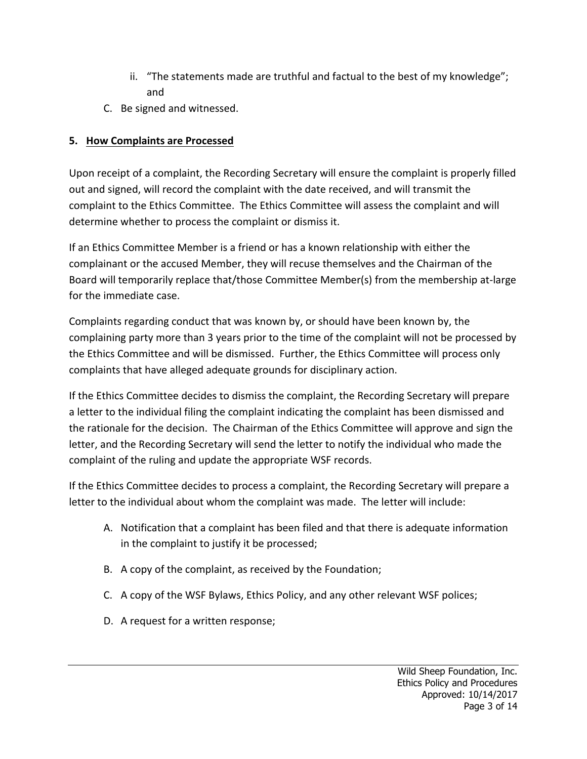ii. "The statements made are truthful and factual to the best of my knowledge"; and

C. Be signed and witnessed.

**5. <u>How Complaints are Processed</u>**

Upon receipt of a complaint, the Recording Secretary will ensure the complaint is properly filled out and signed, will record the complaint with the date received, and will transmit the complaint to the Ethics Committee. The Ethics Committee will assess the complaint and will determine whether to process the complaint or dismiss it.

If an Ethics Committee Member is a friend or has a known relationship with either the complainant or the accused Member, they will recuse themselves and the Chairman of the Board will temporarily replace that/those Committee Member(s) from the membership at-large for the immediate case.

Complaints regarding conduct that was known by, or should have been known by, the complaining party more than 3 years prior to the time of the complaint will not be processed by the Ethics Committee and will be dismissed. Further, the Ethics Committee will process only complaints that have alleged adequate grounds for disciplinary action.

If the Ethics Committee decides to dismiss the complaint, the Recording Secretary will prepare a letter to the individual filing the complaint indicating the complaint has been dismissed and the rationale for the decision. The Chairman of the Ethics Committee will approve and sign the letter, and the Recording Secretary will send the letter to notify the individual who made the complaint of the ruling and update the appropriate WSF records.

If the Ethics Committee decides to process a complaint, the Recording Secretary will prepare a letter to the individual about whom the complaint was made. The letter will include:

A. Notification that a complaint has been filed and that there is adequate information in the complaint to justify it be processed;

B. A copy of the complaint, as received by the Foundation;

C. A copy of the WSF Bylaws, Ethics Policy, and any other relevant WSF polices;

D. A request for a written response;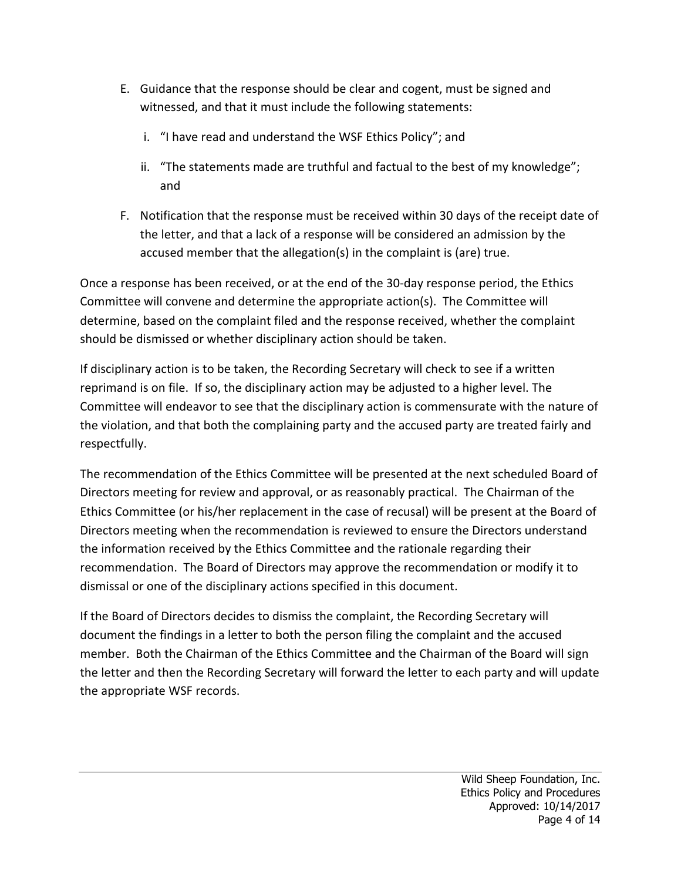E. Guidance that the response should be clear and cogent, must be signed and witnessed, and that it must include the following statements:

   i. "I have read and understand the WSF Ethics Policy"; and

   ii. "The statements made are truthful and factual to the best of my knowledge"; and

F. Notification that the response must be received within 30 days of the receipt date of the letter, and that a lack of a response will be considered an admission by the accused member that the allegation(s) in the complaint is (are) true.

Once a response has been received, or at the end of the 30-day response period, the Ethics Committee will convene and determine the appropriate action(s). The Committee will determine, based on the complaint filed and the response received, whether the complaint should be dismissed or whether disciplinary action should be taken.

If disciplinary action is to be taken, the Recording Secretary will check to see if a written reprimand is on file. If so, the disciplinary action may be adjusted to a higher level. The Committee will endeavor to see that the disciplinary action is commensurate with the nature of the violation, and that both the complaining party and the accused party are treated fairly and respectfully.

The recommendation of the Ethics Committee will be presented at the next scheduled Board of Directors meeting for review and approval, or as reasonably practical. The Chairman of the Ethics Committee (or his/her replacement in the case of recusal) will be present at the Board of Directors meeting when the recommendation is reviewed to ensure the Directors understand the information received by the Ethics Committee and the rationale regarding their recommendation. The Board of Directors may approve the recommendation or modify it to dismissal or one of the disciplinary actions specified in this document.

If the Board of Directors decides to dismiss the complaint, the Recording Secretary will document the findings in a letter to both the person filing the complaint and the accused member. Both the Chairman of the Ethics Committee and the Chairman of the Board will sign the letter and then the Recording Secretary will forward the letter to each party and will update the appropriate WSF records.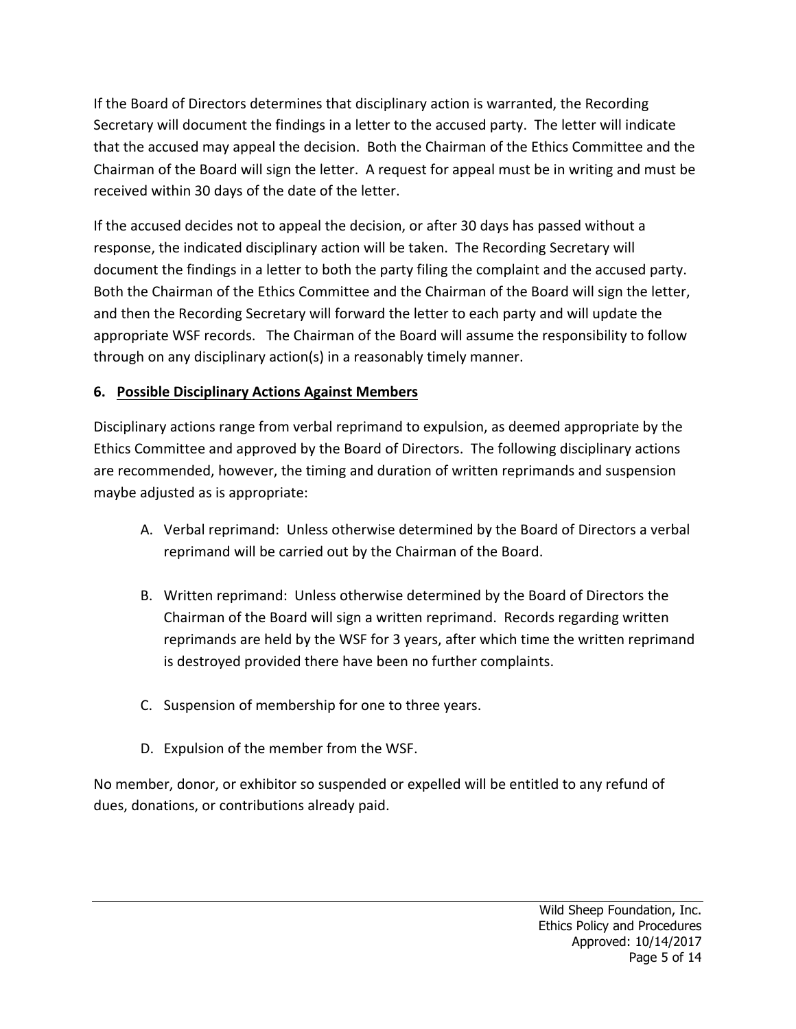If the Board of Directors determines that disciplinary action is warranted, the Recording Secretary will document the findings in a letter to the accused party. The letter will indicate that the accused may appeal the decision. Both the Chairman of the Ethics Committee and the Chairman of the Board will sign the letter. A request for appeal must be in writing and must be received within 30 days of the date of the letter.

If the accused decides not to appeal the decision, or after 30 days has passed without a response, the indicated disciplinary action will be taken. The Recording Secretary will document the findings in a letter to both the party filing the complaint and the accused party. Both the Chairman of the Ethics Committee and the Chairman of the Board will sign the letter, and then the Recording Secretary will forward the letter to each party and will update the appropriate WSF records. The Chairman of the Board will assume the responsibility to follow through on any disciplinary action(s) in a reasonably timely manner.

### 6. Possible Disciplinary Actions Against Members

Disciplinary actions range from verbal reprimand to expulsion, as deemed appropriate by the Ethics Committee and approved by the Board of Directors. The following disciplinary actions are recommended, however, the timing and duration of written reprimands and suspension maybe adjusted as is appropriate:

A. Verbal reprimand: Unless otherwise determined by the Board of Directors a verbal reprimand will be carried out by the Chairman of the Board.

B. Written reprimand: Unless otherwise determined by the Board of Directors the Chairman of the Board will sign a written reprimand. Records regarding written reprimands are held by the WSF for 3 years, after which time the written reprimand is destroyed provided there have been no further complaints.

C. Suspension of membership for one to three years.

D. Expulsion of the member from the WSF.

No member, donor, or exhibitor so suspended or expelled will be entitled to any refund of dues, donations, or contributions already paid.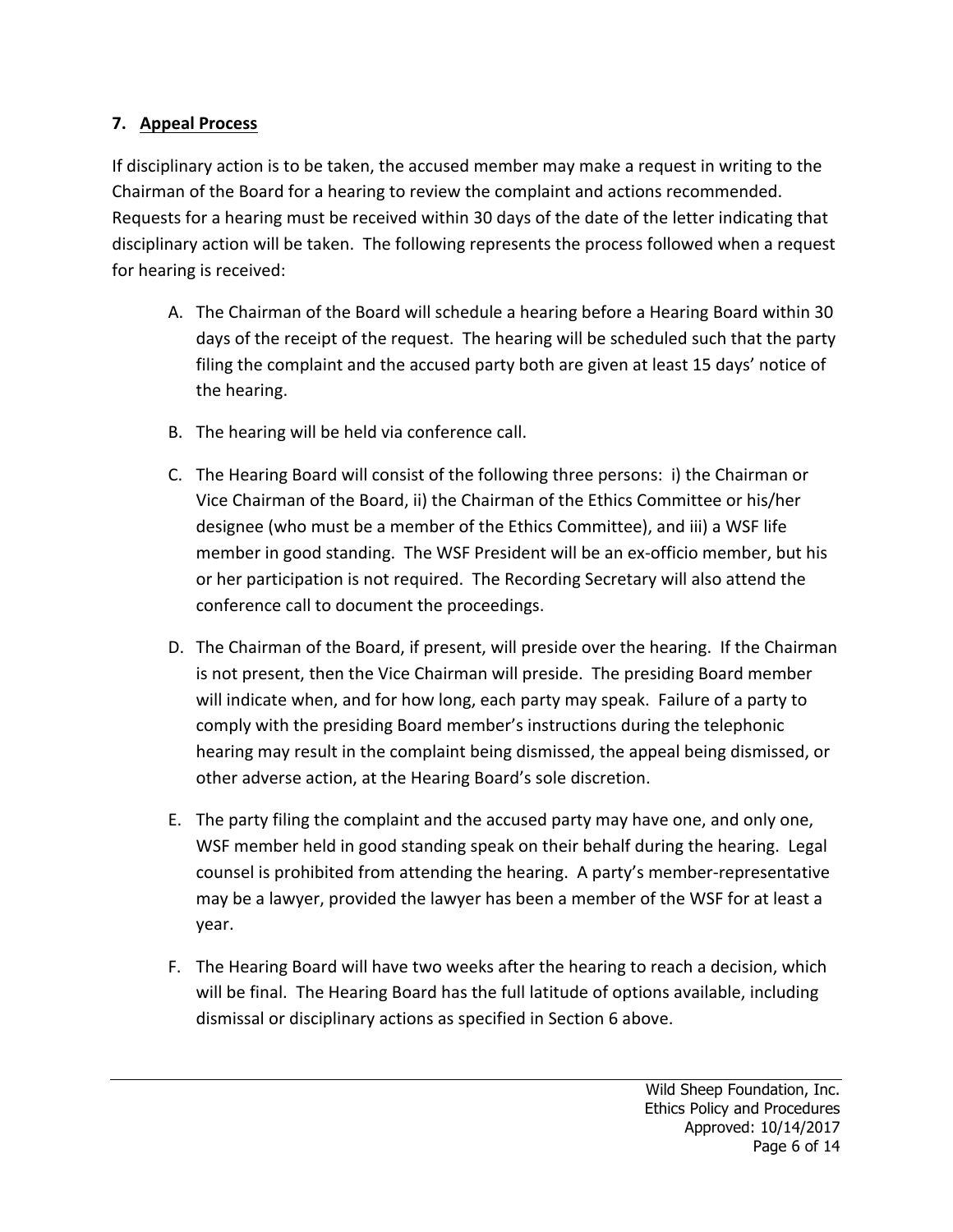## 7. Appeal Process

If disciplinary action is to be taken, the accused member may make a request in writing to the Chairman of the Board for a hearing to review the complaint and actions recommended. Requests for a hearing must be received within 30 days of the date of the letter indicating that disciplinary action will be taken. The following represents the process followed when a request for hearing is received:

A. The Chairman of the Board will schedule a hearing before a Hearing Board within 30 days of the receipt of the request. The hearing will be scheduled such that the party filing the complaint and the accused party both are given at least 15 days' notice of the hearing.

B. The hearing will be held via conference call.

C. The Hearing Board will consist of the following three persons: i) the Chairman or Vice Chairman of the Board, ii) the Chairman of the Ethics Committee or his/her designee (who must be a member of the Ethics Committee), and iii) a WSF life member in good standing. The WSF President will be an ex-officio member, but his or her participation is not required. The Recording Secretary will also attend the conference call to document the proceedings.

D. The Chairman of the Board, if present, will preside over the hearing. If the Chairman is not present, then the Vice Chairman will preside. The presiding Board member will indicate when, and for how long, each party may speak. Failure of a party to comply with the presiding Board member's instructions during the telephonic hearing may result in the complaint being dismissed, the appeal being dismissed, or other adverse action, at the Hearing Board's sole discretion.

E. The party filing the complaint and the accused party may have one, and only one, WSF member held in good standing speak on their behalf during the hearing. Legal counsel is prohibited from attending the hearing. A party's member-representative may be a lawyer, provided the lawyer has been a member of the WSF for at least a year.

F. The Hearing Board will have two weeks after the hearing to reach a decision, which will be final. The Hearing Board has the full latitude of options available, including dismissal or disciplinary actions as specified in Section 6 above.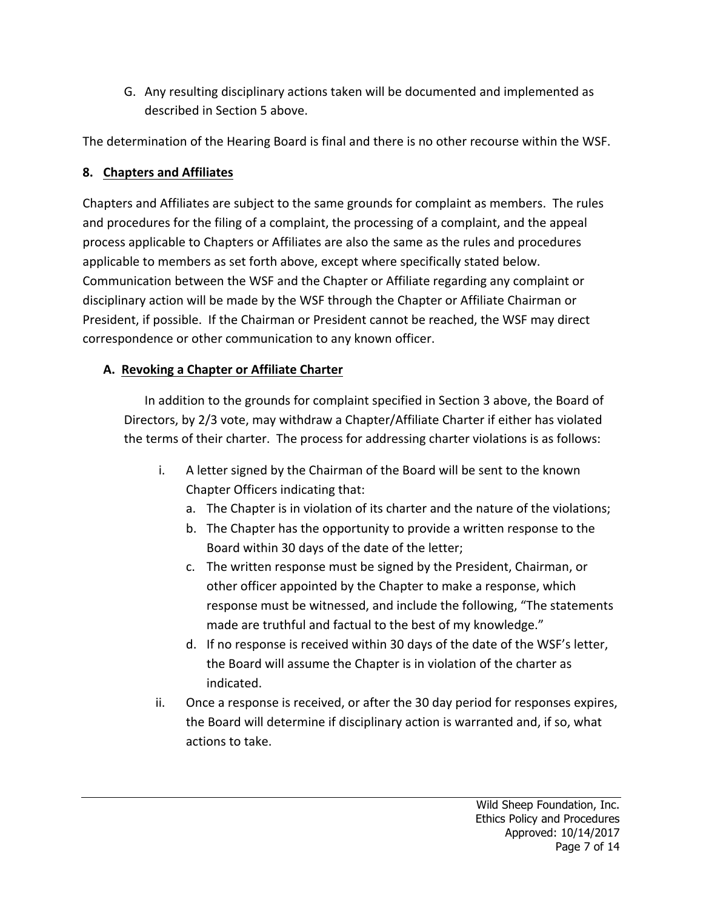G. Any resulting disciplinary actions taken will be documented and implemented as described in Section 5 above.

The determination of the Hearing Board is final and there is no other recourse within the WSF.

## 8. Chapters and Affiliates

Chapters and Affiliates are subject to the same grounds for complaint as members. The rules and procedures for the filing of a complaint, the processing of a complaint, and the appeal process applicable to Chapters or Affiliates are also the same as the rules and procedures applicable to members as set forth above, except where specifically stated below. Communication between the WSF and the Chapter or Affiliate regarding any complaint or disciplinary action will be made by the WSF through the Chapter or Affiliate Chairman or President, if possible. If the Chairman or President cannot be reached, the WSF may direct correspondence or other communication to any known officer.

### A. Revoking a Chapter or Affiliate Charter

In addition to the grounds for complaint specified in Section 3 above, the Board of Directors, by 2/3 vote, may withdraw a Chapter/Affiliate Charter if either has violated the terms of their charter. The process for addressing charter violations is as follows:

i. A letter signed by the Chairman of the Board will be sent to the known Chapter Officers indicating that:
   a. The Chapter is in violation of its charter and the nature of the violations;
   b. The Chapter has the opportunity to provide a written response to the Board within 30 days of the date of the letter;
   c. The written response must be signed by the President, Chairman, or other officer appointed by the Chapter to make a response, which response must be witnessed, and include the following, "The statements made are truthful and factual to the best of my knowledge."
   d. If no response is received within 30 days of the date of the WSF's letter, the Board will assume the Chapter is in violation of the charter as indicated.

ii. Once a response is received, or after the 30 day period for responses expires, the Board will determine if disciplinary action is warranted and, if so, what actions to take.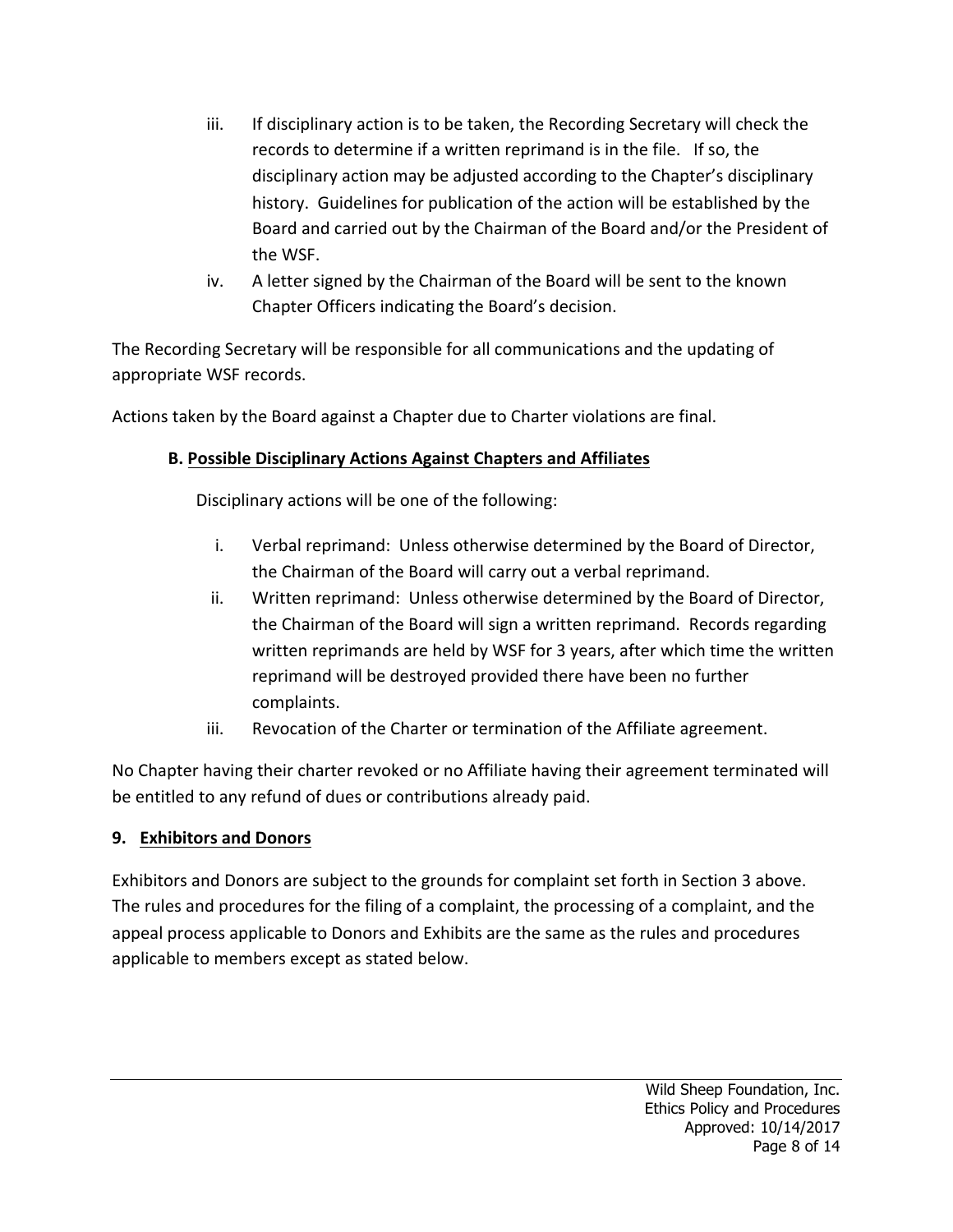iii. If disciplinary action is to be taken, the Recording Secretary will check the records to determine if a written reprimand is in the file. If so, the disciplinary action may be adjusted according to the Chapter's disciplinary history. Guidelines for publication of the action will be established by the Board and carried out by the Chairman of the Board and/or the President of the WSF.

iv. A letter signed by the Chairman of the Board will be sent to the known Chapter Officers indicating the Board's decision.

The Recording Secretary will be responsible for all communications and the updating of appropriate WSF records.

Actions taken by the Board against a Chapter due to Charter violations are final.

### B. Possible Disciplinary Actions Against Chapters and Affiliates

Disciplinary actions will be one of the following:

i. Verbal reprimand: Unless otherwise determined by the Board of Director, the Chairman of the Board will carry out a verbal reprimand.

ii. Written reprimand: Unless otherwise determined by the Board of Director, the Chairman of the Board will sign a written reprimand. Records regarding written reprimands are held by WSF for 3 years, after which time the written reprimand will be destroyed provided there have been no further complaints.

iii. Revocation of the Charter or termination of the Affiliate agreement.

No Chapter having their charter revoked or no Affiliate having their agreement terminated will be entitled to any refund of dues or contributions already paid.

## 9. Exhibitors and Donors

Exhibitors and Donors are subject to the grounds for complaint set forth in Section 3 above. The rules and procedures for the filing of a complaint, the processing of a complaint, and the appeal process applicable to Donors and Exhibits are the same as the rules and procedures applicable to members except as stated below.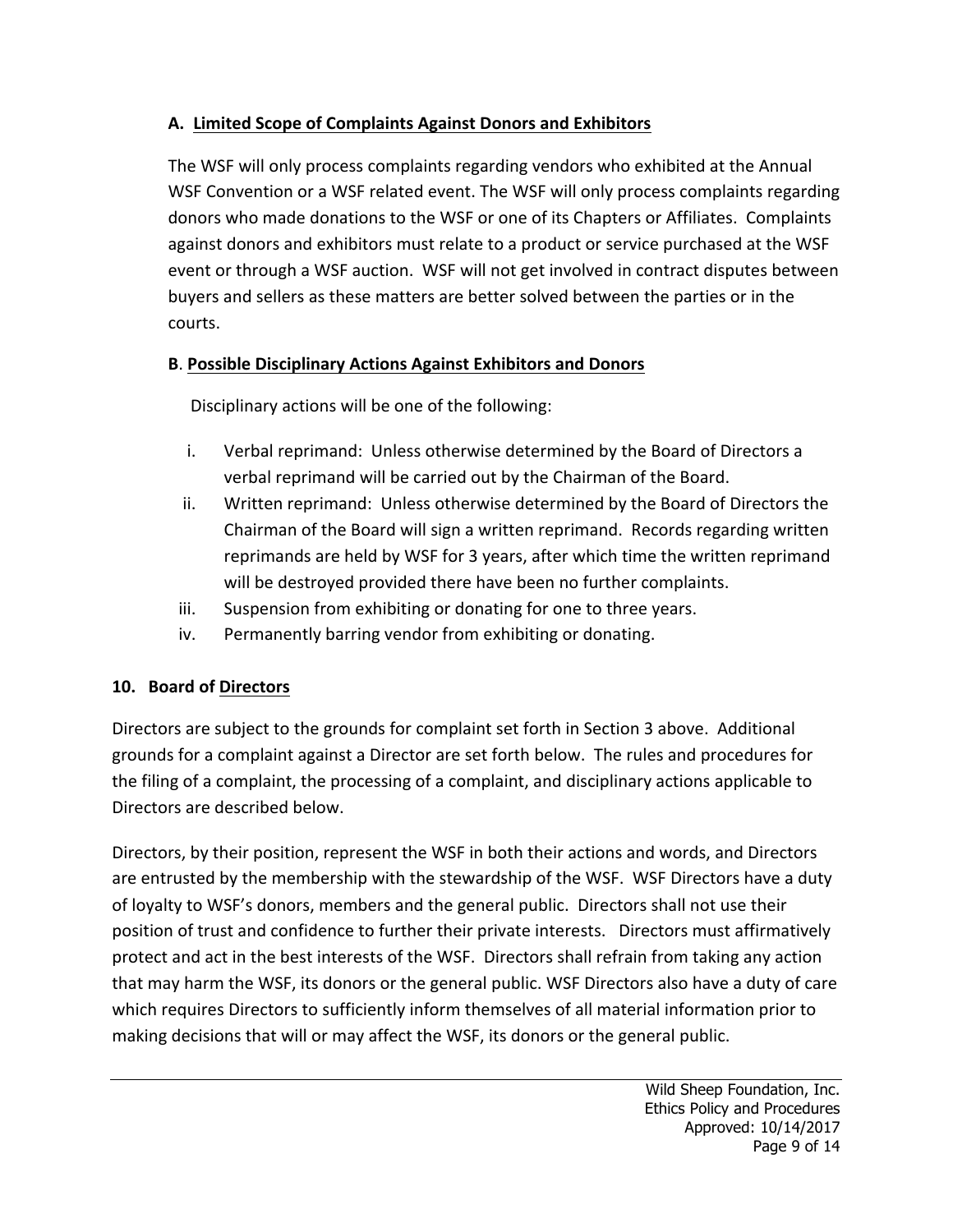### A. Limited Scope of Complaints Against Donors and Exhibitors

The WSF will only process complaints regarding vendors who exhibited at the Annual WSF Convention or a WSF related event. The WSF will only process complaints regarding donors who made donations to the WSF or one of its Chapters or Affiliates. Complaints against donors and exhibitors must relate to a product or service purchased at the WSF event or through a WSF auction. WSF will not get involved in contract disputes between buyers and sellers as these matters are better solved between the parties or in the courts.

### B. Possible Disciplinary Actions Against Exhibitors and Donors

Disciplinary actions will be one of the following:

- i. Verbal reprimand: Unless otherwise determined by the Board of Directors a verbal reprimand will be carried out by the Chairman of the Board.
- ii. Written reprimand: Unless otherwise determined by the Board of Directors the Chairman of the Board will sign a written reprimand. Records regarding written reprimands are held by WSF for 3 years, after which time the written reprimand will be destroyed provided there have been no further complaints.
- iii. Suspension from exhibiting or donating for one to three years.
- iv. Permanently barring vendor from exhibiting or donating.

## 10. Board of Directors

Directors are subject to the grounds for complaint set forth in Section 3 above. Additional grounds for a complaint against a Director are set forth below. The rules and procedures for the filing of a complaint, the processing of a complaint, and disciplinary actions applicable to Directors are described below.

Directors, by their position, represent the WSF in both their actions and words, and Directors are entrusted by the membership with the stewardship of the WSF. WSF Directors have a duty of loyalty to WSF's donors, members and the general public. Directors shall not use their position of trust and confidence to further their private interests. Directors must affirmatively protect and act in the best interests of the WSF. Directors shall refrain from taking any action that may harm the WSF, its donors or the general public. WSF Directors also have a duty of care which requires Directors to sufficiently inform themselves of all material information prior to making decisions that will or may affect the WSF, its donors or the general public.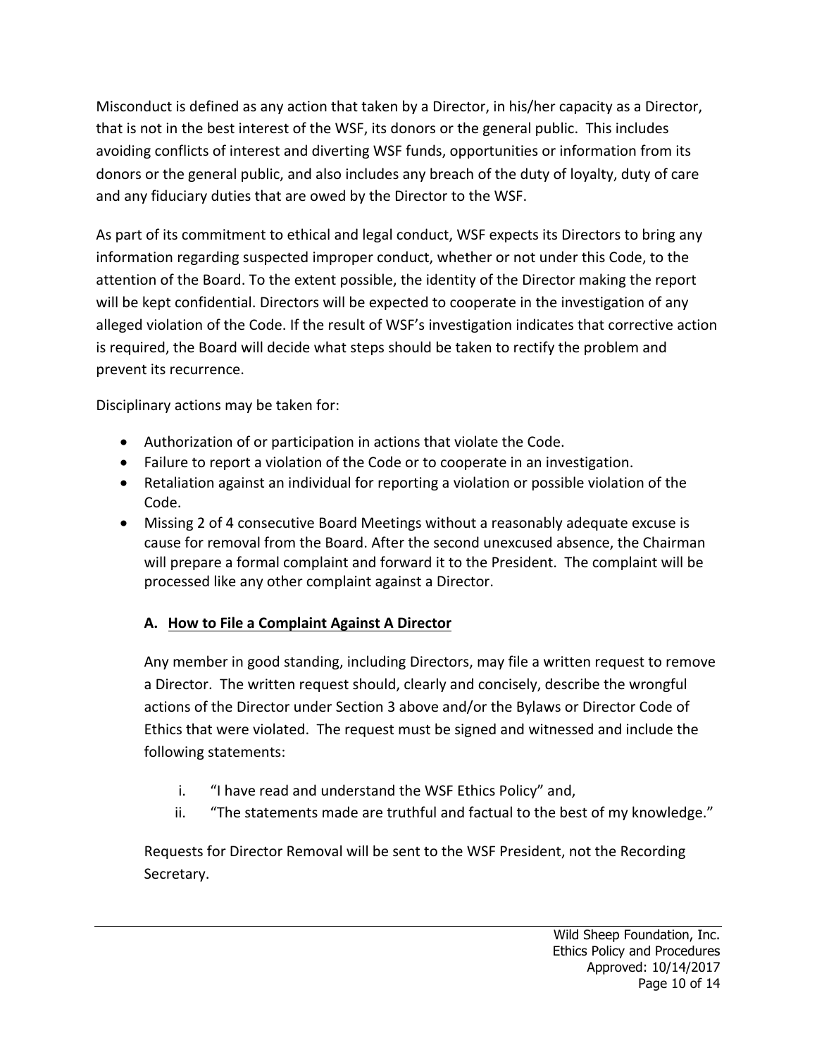Misconduct is defined as any action that taken by a Director, in his/her capacity as a Director, that is not in the best interest of the WSF, its donors or the general public. This includes avoiding conflicts of interest and diverting WSF funds, opportunities or information from its donors or the general public, and also includes any breach of the duty of loyalty, duty of care and any fiduciary duties that are owed by the Director to the WSF.

As part of its commitment to ethical and legal conduct, WSF expects its Directors to bring any information regarding suspected improper conduct, whether or not under this Code, to the attention of the Board. To the extent possible, the identity of the Director making the report will be kept confidential. Directors will be expected to cooperate in the investigation of any alleged violation of the Code. If the result of WSF's investigation indicates that corrective action is required, the Board will decide what steps should be taken to rectify the problem and prevent its recurrence.

Disciplinary actions may be taken for:

- Authorization of or participation in actions that violate the Code.
- Failure to report a violation of the Code or to cooperate in an investigation.
- Retaliation against an individual for reporting a violation or possible violation of the Code.
- Missing 2 of 4 consecutive Board Meetings without a reasonably adequate excuse is cause for removal from the Board. After the second unexcused absence, the Chairman will prepare a formal complaint and forward it to the President. The complaint will be processed like any other complaint against a Director.

### A. How to File a Complaint Against A Director

Any member in good standing, including Directors, may file a written request to remove a Director. The written request should, clearly and concisely, describe the wrongful actions of the Director under Section 3 above and/or the Bylaws or Director Code of Ethics that were violated. The request must be signed and witnessed and include the following statements:

i. "I have read and understand the WSF Ethics Policy" and,
ii. "The statements made are truthful and factual to the best of my knowledge."

Requests for Director Removal will be sent to the WSF President, not the Recording Secretary.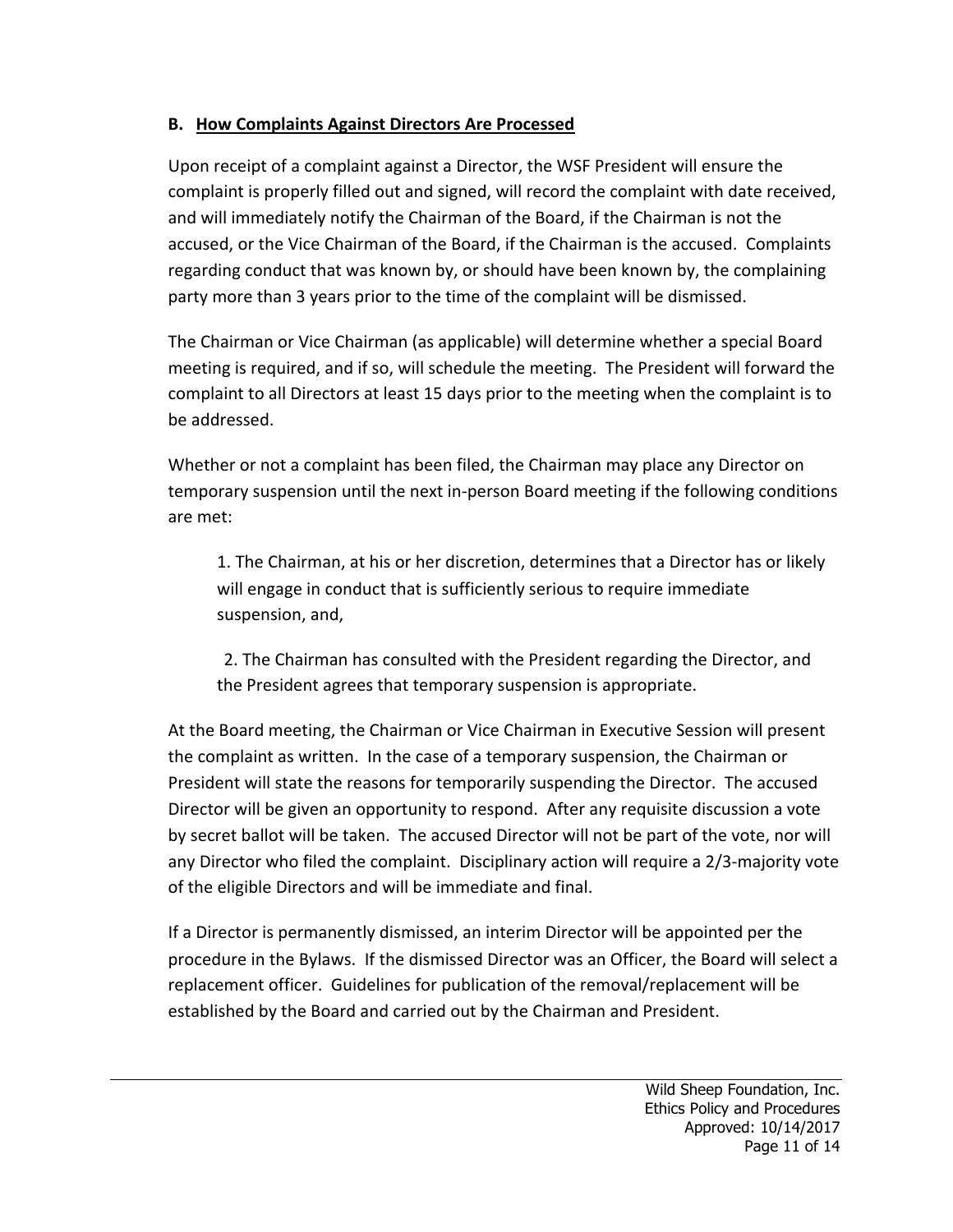### B. <u>How Complaints Against Directors Are Processed</u>

Upon receipt of a complaint against a Director, the WSF President will ensure the complaint is properly filled out and signed, will record the complaint with date received, and will immediately notify the Chairman of the Board, if the Chairman is not the accused, or the Vice Chairman of the Board, if the Chairman is the accused. Complaints regarding conduct that was known by, or should have been known by, the complaining party more than 3 years prior to the time of the complaint will be dismissed.

The Chairman or Vice Chairman (as applicable) will determine whether a special Board meeting is required, and if so, will schedule the meeting. The President will forward the complaint to all Directors at least 15 days prior to the meeting when the complaint is to be addressed.

Whether or not a complaint has been filed, the Chairman may place any Director on temporary suspension until the next in-person Board meeting if the following conditions are met:

1. The Chairman, at his or her discretion, determines that a Director has or likely will engage in conduct that is sufficiently serious to require immediate suspension, and,

2. The Chairman has consulted with the President regarding the Director, and the President agrees that temporary suspension is appropriate.

At the Board meeting, the Chairman or Vice Chairman in Executive Session will present the complaint as written. In the case of a temporary suspension, the Chairman or President will state the reasons for temporarily suspending the Director. The accused Director will be given an opportunity to respond. After any requisite discussion a vote by secret ballot will be taken. The accused Director will not be part of the vote, nor will any Director who filed the complaint. Disciplinary action will require a 2/3-majority vote of the eligible Directors and will be immediate and final.

If a Director is permanently dismissed, an interim Director will be appointed per the procedure in the Bylaws. If the dismissed Director was an Officer, the Board will select a replacement officer. Guidelines for publication of the removal/replacement will be established by the Board and carried out by the Chairman and President.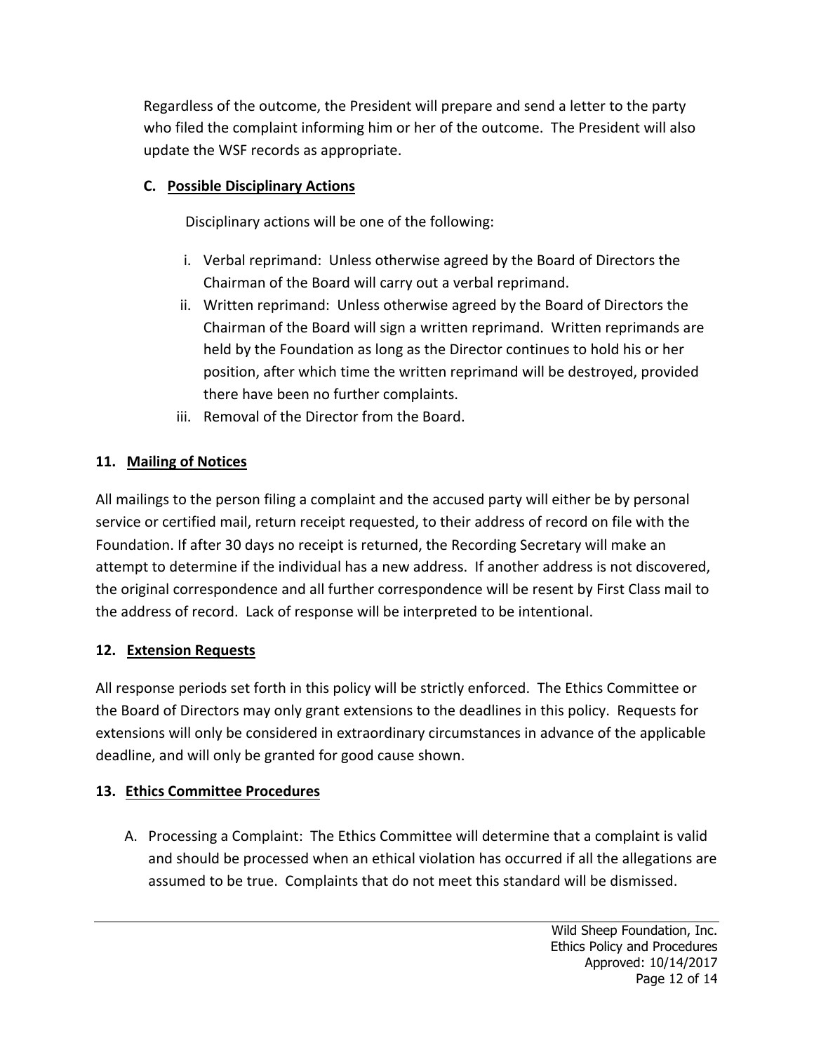Regardless of the outcome, the President will prepare and send a letter to the party who filed the complaint informing him or her of the outcome. The President will also update the WSF records as appropriate.

### C. Possible Disciplinary Actions

Disciplinary actions will be one of the following:

i. Verbal reprimand: Unless otherwise agreed by the Board of Directors the Chairman of the Board will carry out a verbal reprimand.

ii. Written reprimand: Unless otherwise agreed by the Board of Directors the Chairman of the Board will sign a written reprimand. Written reprimands are held by the Foundation as long as the Director continues to hold his or her position, after which time the written reprimand will be destroyed, provided there have been no further complaints.

iii. Removal of the Director from the Board.

## 11. Mailing of Notices

All mailings to the person filing a complaint and the accused party will either be by personal service or certified mail, return receipt requested, to their address of record on file with the Foundation. If after 30 days no receipt is returned, the Recording Secretary will make an attempt to determine if the individual has a new address. If another address is not discovered, the original correspondence and all further correspondence will be resent by First Class mail to the address of record. Lack of response will be interpreted to be intentional.

## 12. Extension Requests

All response periods set forth in this policy will be strictly enforced. The Ethics Committee or the Board of Directors may only grant extensions to the deadlines in this policy. Requests for extensions will only be considered in extraordinary circumstances in advance of the applicable deadline, and will only be granted for good cause shown.

## 13. Ethics Committee Procedures

A. Processing a Complaint: The Ethics Committee will determine that a complaint is valid and should be processed when an ethical violation has occurred if all the allegations are assumed to be true. Complaints that do not meet this standard will be dismissed.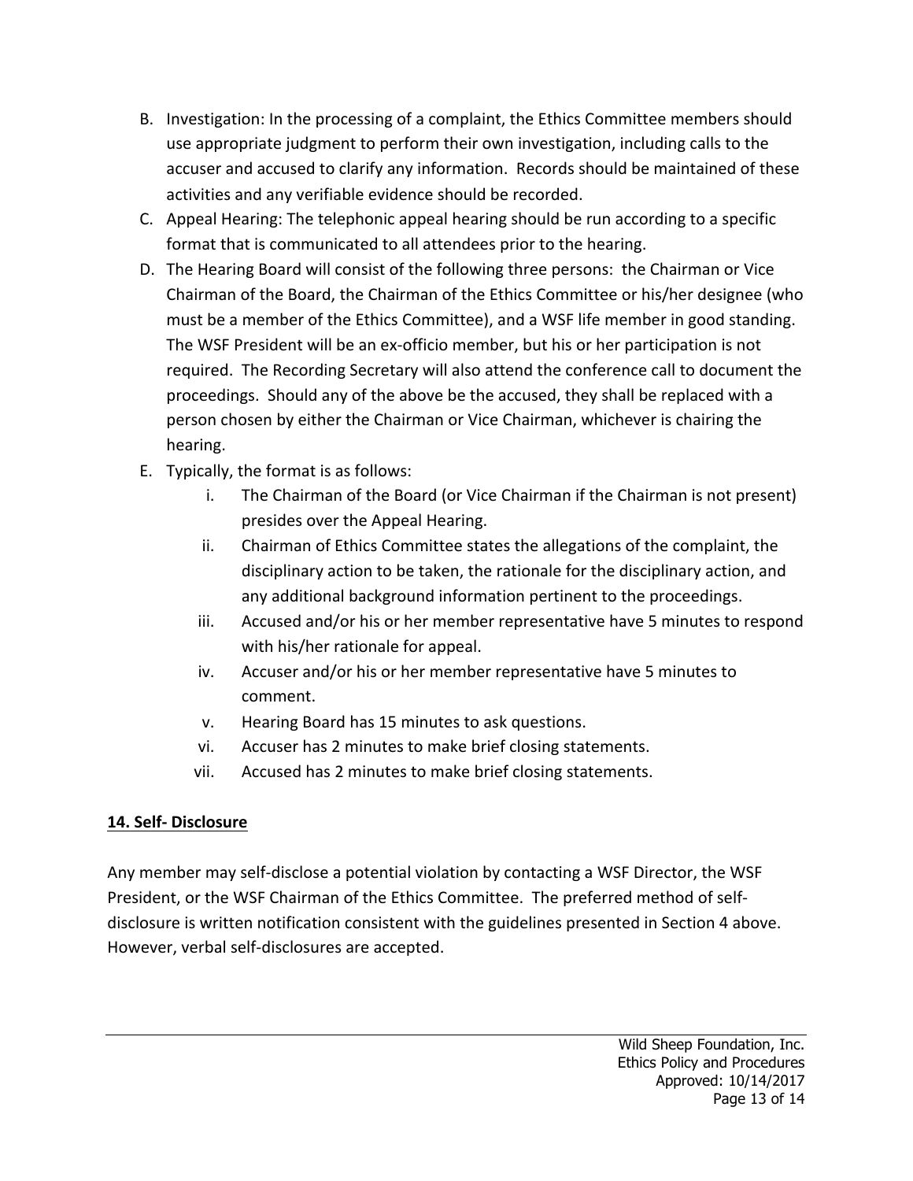B. Investigation: In the processing of a complaint, the Ethics Committee members should use appropriate judgment to perform their own investigation, including calls to the accuser and accused to clarify any information. Records should be maintained of these activities and any verifiable evidence should be recorded.
C. Appeal Hearing: The telephonic appeal hearing should be run according to a specific format that is communicated to all attendees prior to the hearing.
D. The Hearing Board will consist of the following three persons: the Chairman or Vice Chairman of the Board, the Chairman of the Ethics Committee or his/her designee (who must be a member of the Ethics Committee), and a WSF life member in good standing. The WSF President will be an ex-officio member, but his or her participation is not required. The Recording Secretary will also attend the conference call to document the proceedings. Should any of the above be the accused, they shall be replaced with a person chosen by either the Chairman or Vice Chairman, whichever is chairing the hearing.
E. Typically, the format is as follows:
   i. The Chairman of the Board (or Vice Chairman if the Chairman is not present) presides over the Appeal Hearing.
   ii. Chairman of Ethics Committee states the allegations of the complaint, the disciplinary action to be taken, the rationale for the disciplinary action, and any additional background information pertinent to the proceedings.
   iii. Accused and/or his or her member representative have 5 minutes to respond with his/her rationale for appeal.
   iv. Accuser and/or his or her member representative have 5 minutes to comment.
   v. Hearing Board has 15 minutes to ask questions.
   vi. Accuser has 2 minutes to make brief closing statements.
   vii. Accused has 2 minutes to make brief closing statements.

## 14. Self- Disclosure

Any member may self-disclose a potential violation by contacting a WSF Director, the WSF President, or the WSF Chairman of the Ethics Committee. The preferred method of self-disclosure is written notification consistent with the guidelines presented in Section 4 above. However, verbal self-disclosures are accepted.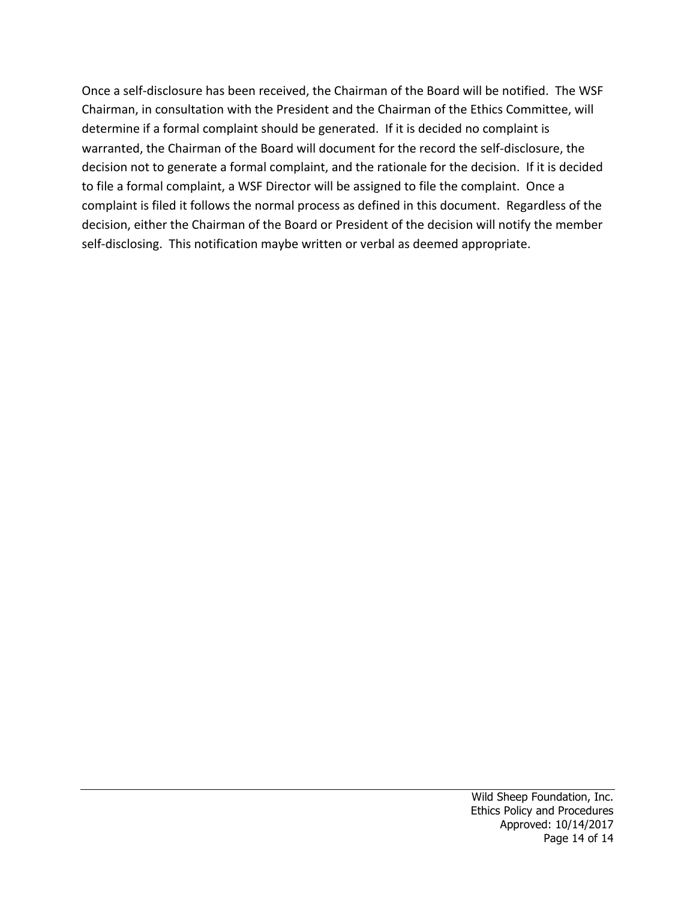Once a self-disclosure has been received, the Chairman of the Board will be notified. The WSF Chairman, in consultation with the President and the Chairman of the Ethics Committee, will determine if a formal complaint should be generated. If it is decided no complaint is warranted, the Chairman of the Board will document for the record the self-disclosure, the decision not to generate a formal complaint, and the rationale for the decision. If it is decided to file a formal complaint, a WSF Director will be assigned to file the complaint. Once a complaint is filed it follows the normal process as defined in this document. Regardless of the decision, either the Chairman of the Board or President of the decision will notify the member self-disclosing. This notification maybe written or verbal as deemed appropriate.